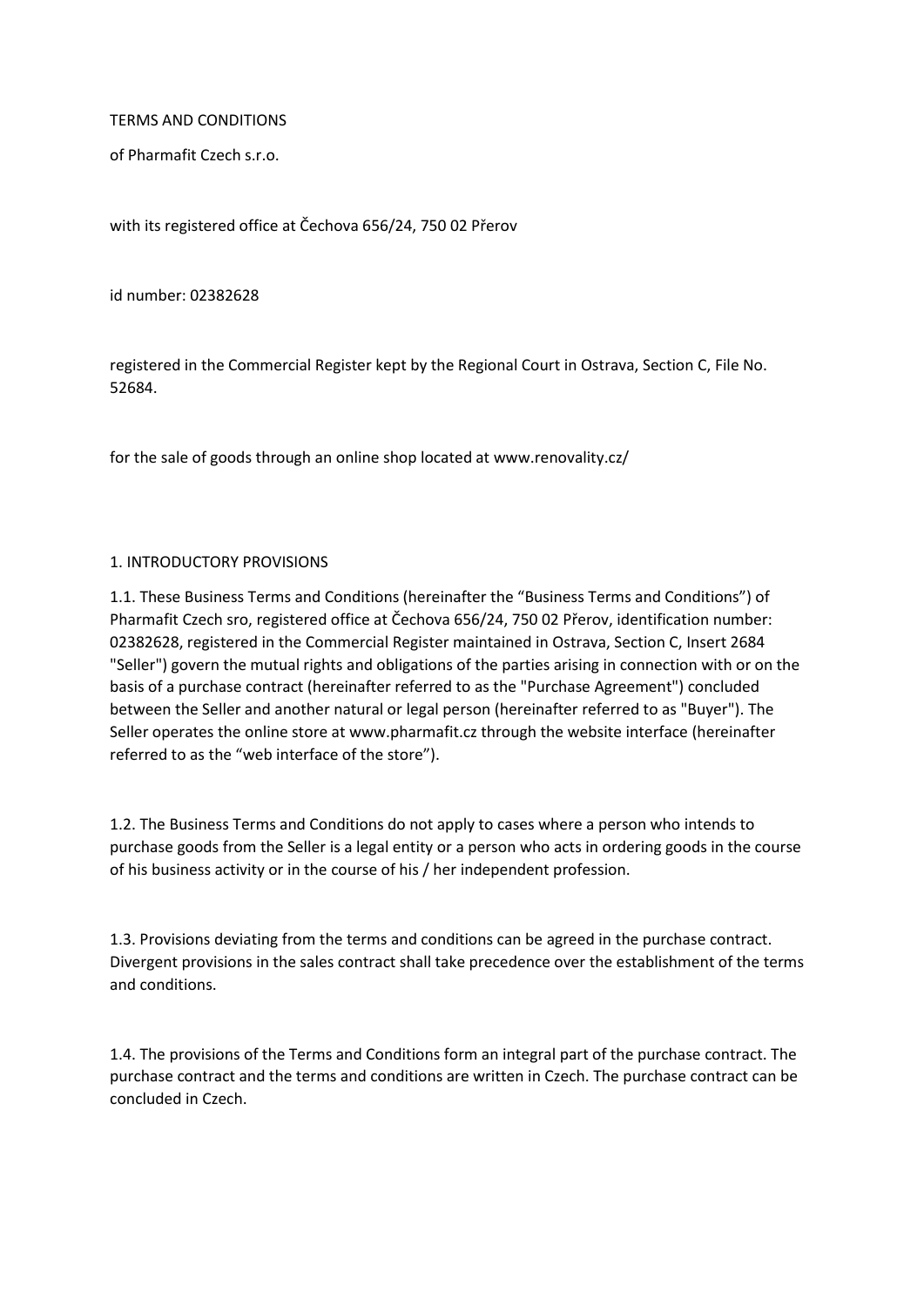TERMS AND CONDITIONS

of Pharmafit Czech s.r.o.

with its registered office at Čechova 656/24, 750 02 Přerov

id number: 02382628

registered in the Commercial Register kept by the Regional Court in Ostrava, Section C, File No. 52684.

for the sale of goods through an online shop located at www.renovality.cz/

## 1. INTRODUCTORY PROVISIONS

1.1. These Business Terms and Conditions (hereinafter the "Business Terms and Conditions") of Pharmafit Czech sro, registered office at Čechova 656/24, 750 02 Přerov, identification number: 02382628, registered in the Commercial Register maintained in Ostrava, Section C, Insert 2684 "Seller") govern the mutual rights and obligations of the parties arising in connection with or on the basis of a purchase contract (hereinafter referred to as the "Purchase Agreement") concluded between the Seller and another natural or legal person (hereinafter referred to as "Buyer"). The Seller operates the online store at www.pharmafit.cz through the website interface (hereinafter referred to as the "web interface of the store").

1.2. The Business Terms and Conditions do not apply to cases where a person who intends to purchase goods from the Seller is a legal entity or a person who acts in ordering goods in the course of his business activity or in the course of his / her independent profession.

1.3. Provisions deviating from the terms and conditions can be agreed in the purchase contract. Divergent provisions in the sales contract shall take precedence over the establishment of the terms and conditions.

1.4. The provisions of the Terms and Conditions form an integral part of the purchase contract. The purchase contract and the terms and conditions are written in Czech. The purchase contract can be concluded in Czech.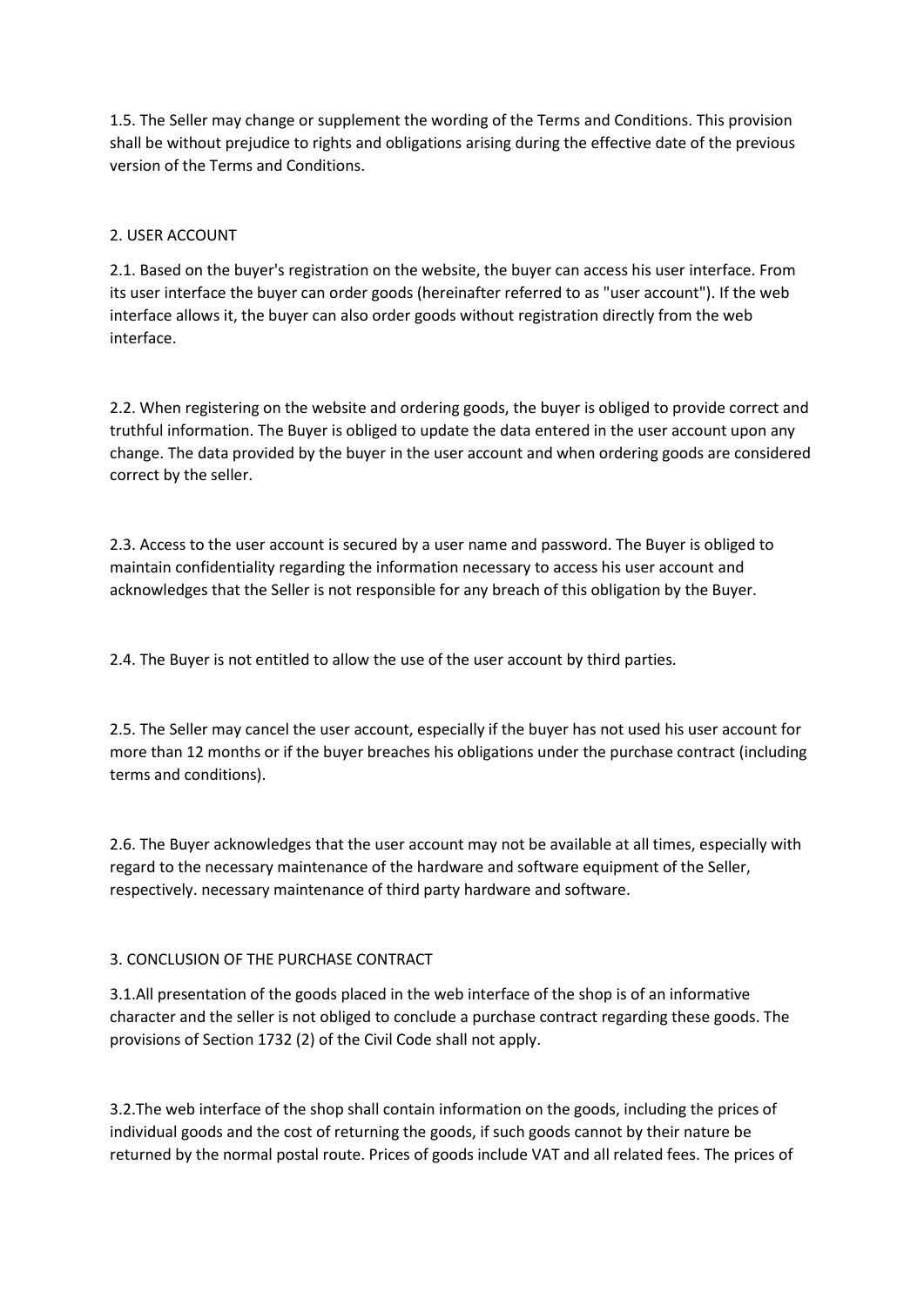1.5. The Seller may change or supplement the wording of the Terms and Conditions. This provision shall be without prejudice to rights and obligations arising during the effective date of the previous version of the Terms and Conditions.

## 2. USER ACCOUNT

2.1. Based on the buyer's registration on the website, the buyer can access his user interface. From its user interface the buyer can order goods (hereinafter referred to as "user account"). If the web interface allows it, the buyer can also order goods without registration directly from the web interface.

2.2. When registering on the website and ordering goods, the buyer is obliged to provide correct and truthful information. The Buyer is obliged to update the data entered in the user account upon any change. The data provided by the buyer in the user account and when ordering goods are considered correct by the seller.

2.3. Access to the user account is secured by a user name and password. The Buyer is obliged to maintain confidentiality regarding the information necessary to access his user account and acknowledges that the Seller is not responsible for any breach of this obligation by the Buyer.

2.4. The Buyer is not entitled to allow the use of the user account by third parties.

2.5. The Seller may cancel the user account, especially if the buyer has not used his user account for more than 12 months or if the buyer breaches his obligations under the purchase contract (including terms and conditions).

2.6. The Buyer acknowledges that the user account may not be available at all times, especially with regard to the necessary maintenance of the hardware and software equipment of the Seller, respectively. necessary maintenance of third party hardware and software.

## 3. CONCLUSION OF THE PURCHASE CONTRACT

3.1.All presentation of the goods placed in the web interface of the shop is of an informative character and the seller is not obliged to conclude a purchase contract regarding these goods. The provisions of Section 1732 (2) of the Civil Code shall not apply.

3.2.The web interface of the shop shall contain information on the goods, including the prices of individual goods and the cost of returning the goods, if such goods cannot by their nature be returned by the normal postal route. Prices of goods include VAT and all related fees. The prices of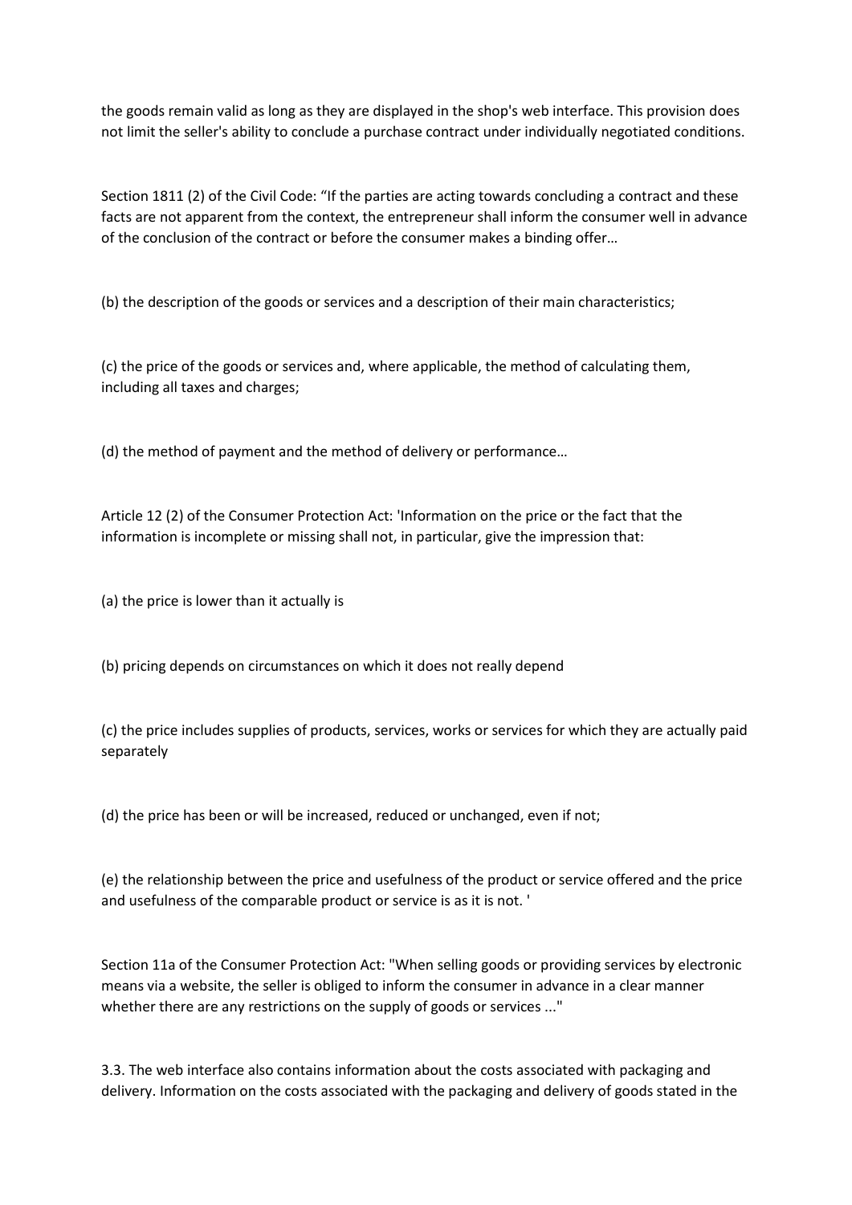the goods remain valid as long as they are displayed in the shop's web interface. This provision does not limit the seller's ability to conclude a purchase contract under individually negotiated conditions.

Section 1811 (2) of the Civil Code: "If the parties are acting towards concluding a contract and these facts are not apparent from the context, the entrepreneur shall inform the consumer well in advance of the conclusion of the contract or before the consumer makes a binding offer…

(b) the description of the goods or services and a description of their main characteristics;

(c) the price of the goods or services and, where applicable, the method of calculating them, including all taxes and charges;

(d) the method of payment and the method of delivery or performance…

Article 12 (2) of the Consumer Protection Act: 'Information on the price or the fact that the information is incomplete or missing shall not, in particular, give the impression that:

(a) the price is lower than it actually is

(b) pricing depends on circumstances on which it does not really depend

(c) the price includes supplies of products, services, works or services for which they are actually paid separately

(d) the price has been or will be increased, reduced or unchanged, even if not;

(e) the relationship between the price and usefulness of the product or service offered and the price and usefulness of the comparable product or service is as it is not. '

Section 11a of the Consumer Protection Act: "When selling goods or providing services by electronic means via a website, the seller is obliged to inform the consumer in advance in a clear manner whether there are any restrictions on the supply of goods or services ..."

3.3. The web interface also contains information about the costs associated with packaging and delivery. Information on the costs associated with the packaging and delivery of goods stated in the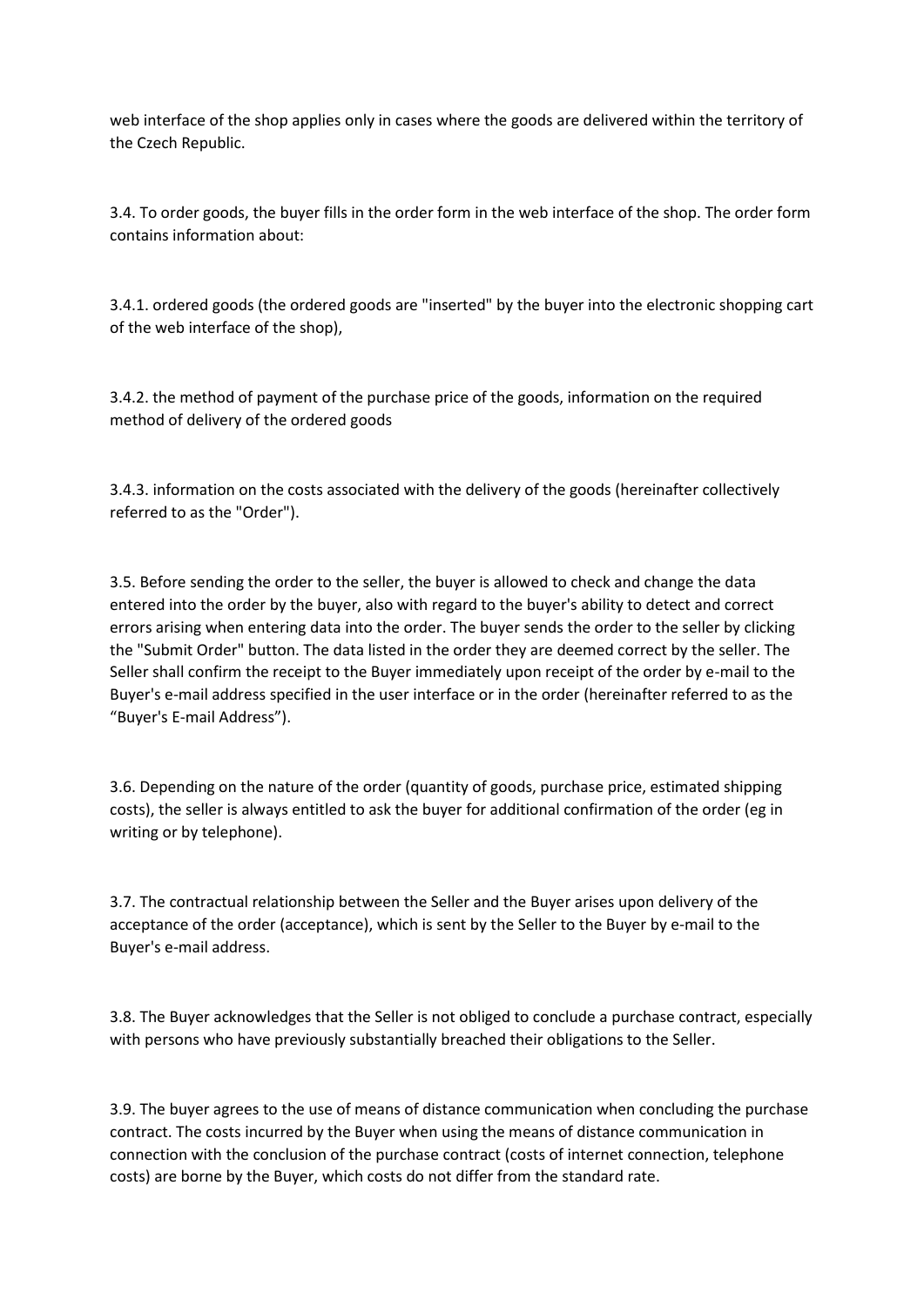web interface of the shop applies only in cases where the goods are delivered within the territory of the Czech Republic.

3.4. To order goods, the buyer fills in the order form in the web interface of the shop. The order form contains information about:

3.4.1. ordered goods (the ordered goods are "inserted" by the buyer into the electronic shopping cart of the web interface of the shop),

3.4.2. the method of payment of the purchase price of the goods, information on the required method of delivery of the ordered goods

3.4.3. information on the costs associated with the delivery of the goods (hereinafter collectively referred to as the "Order").

3.5. Before sending the order to the seller, the buyer is allowed to check and change the data entered into the order by the buyer, also with regard to the buyer's ability to detect and correct errors arising when entering data into the order. The buyer sends the order to the seller by clicking the "Submit Order" button. The data listed in the order they are deemed correct by the seller. The Seller shall confirm the receipt to the Buyer immediately upon receipt of the order by e-mail to the Buyer's e-mail address specified in the user interface or in the order (hereinafter referred to as the "Buyer's E-mail Address").

3.6. Depending on the nature of the order (quantity of goods, purchase price, estimated shipping costs), the seller is always entitled to ask the buyer for additional confirmation of the order (eg in writing or by telephone).

3.7. The contractual relationship between the Seller and the Buyer arises upon delivery of the acceptance of the order (acceptance), which is sent by the Seller to the Buyer by e-mail to the Buyer's e-mail address.

3.8. The Buyer acknowledges that the Seller is not obliged to conclude a purchase contract, especially with persons who have previously substantially breached their obligations to the Seller.

3.9. The buyer agrees to the use of means of distance communication when concluding the purchase contract. The costs incurred by the Buyer when using the means of distance communication in connection with the conclusion of the purchase contract (costs of internet connection, telephone costs) are borne by the Buyer, which costs do not differ from the standard rate.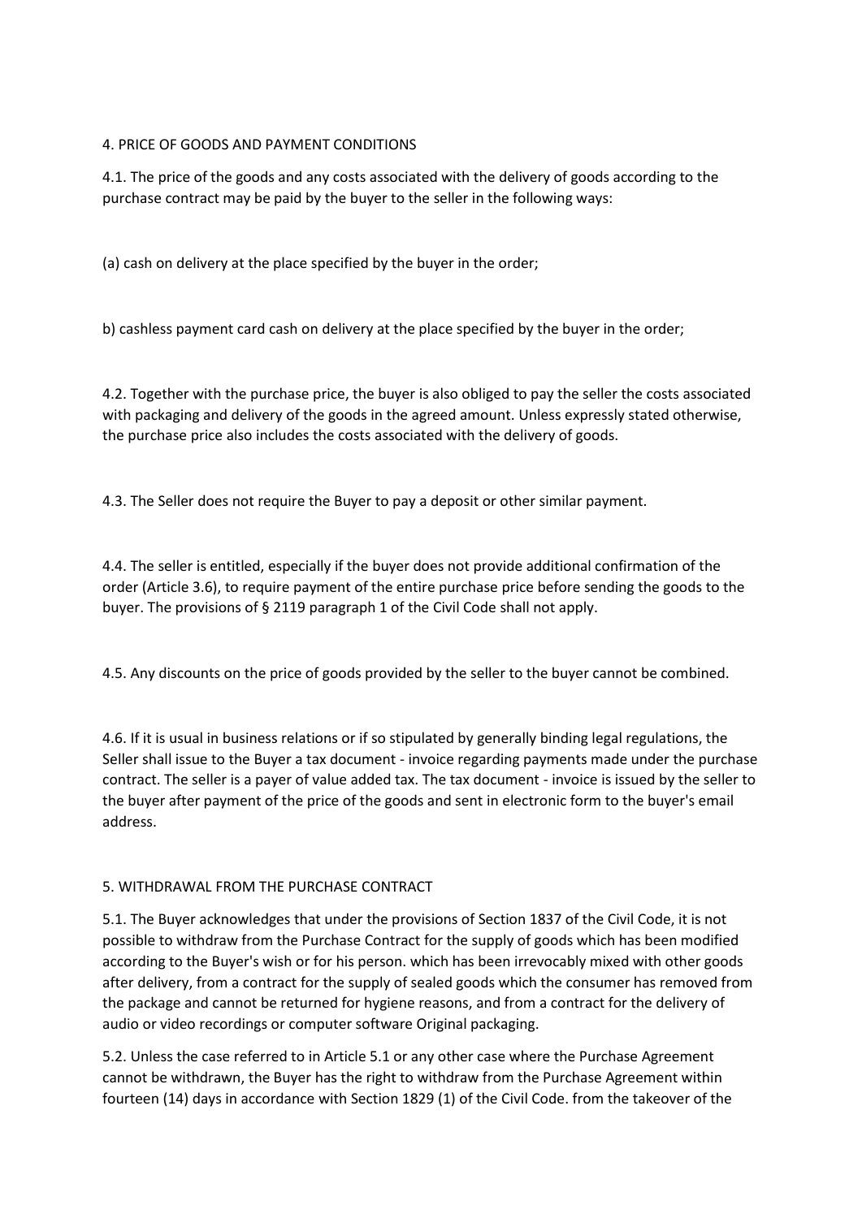## 4. PRICE OF GOODS AND PAYMENT CONDITIONS

4.1. The price of the goods and any costs associated with the delivery of goods according to the purchase contract may be paid by the buyer to the seller in the following ways:

(a) cash on delivery at the place specified by the buyer in the order;

b) cashless payment card cash on delivery at the place specified by the buyer in the order;

4.2. Together with the purchase price, the buyer is also obliged to pay the seller the costs associated with packaging and delivery of the goods in the agreed amount. Unless expressly stated otherwise, the purchase price also includes the costs associated with the delivery of goods.

4.3. The Seller does not require the Buyer to pay a deposit or other similar payment.

4.4. The seller is entitled, especially if the buyer does not provide additional confirmation of the order (Article 3.6), to require payment of the entire purchase price before sending the goods to the buyer. The provisions of § 2119 paragraph 1 of the Civil Code shall not apply.

4.5. Any discounts on the price of goods provided by the seller to the buyer cannot be combined.

4.6. If it is usual in business relations or if so stipulated by generally binding legal regulations, the Seller shall issue to the Buyer a tax document - invoice regarding payments made under the purchase contract. The seller is a payer of value added tax. The tax document - invoice is issued by the seller to the buyer after payment of the price of the goods and sent in electronic form to the buyer's email address.

## 5. WITHDRAWAL FROM THE PURCHASE CONTRACT

5.1. The Buyer acknowledges that under the provisions of Section 1837 of the Civil Code, it is not possible to withdraw from the Purchase Contract for the supply of goods which has been modified according to the Buyer's wish or for his person. which has been irrevocably mixed with other goods after delivery, from a contract for the supply of sealed goods which the consumer has removed from the package and cannot be returned for hygiene reasons, and from a contract for the delivery of audio or video recordings or computer software Original packaging.

5.2. Unless the case referred to in Article 5.1 or any other case where the Purchase Agreement cannot be withdrawn, the Buyer has the right to withdraw from the Purchase Agreement within fourteen (14) days in accordance with Section 1829 (1) of the Civil Code. from the takeover of the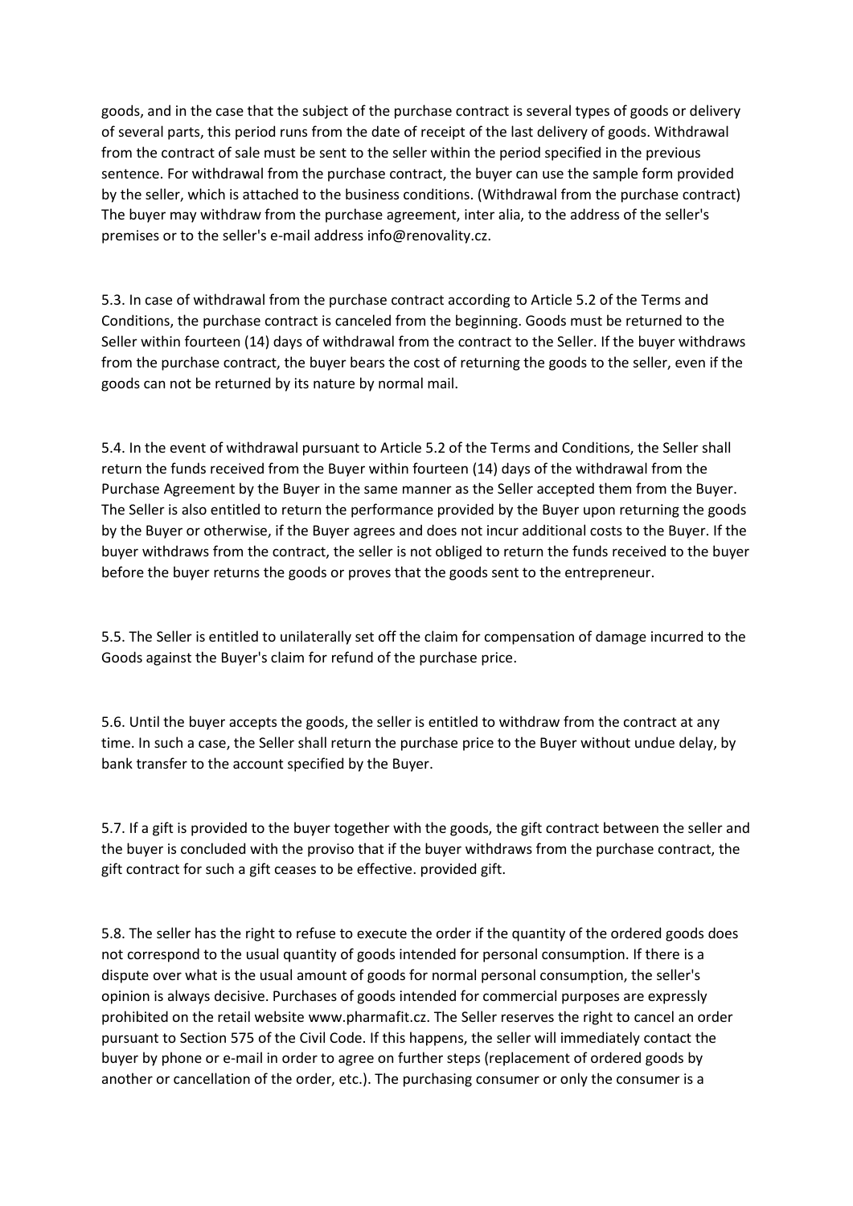goods, and in the case that the subject of the purchase contract is several types of goods or delivery of several parts, this period runs from the date of receipt of the last delivery of goods. Withdrawal from the contract of sale must be sent to the seller within the period specified in the previous sentence. For withdrawal from the purchase contract, the buyer can use the sample form provided by the seller, which is attached to the business conditions. (Withdrawal from the purchase contract) The buyer may withdraw from the purchase agreement, inter alia, to the address of the seller's premises or to the seller's e-mail address info@renovality.cz.

5.3. In case of withdrawal from the purchase contract according to Article 5.2 of the Terms and Conditions, the purchase contract is canceled from the beginning. Goods must be returned to the Seller within fourteen (14) days of withdrawal from the contract to the Seller. If the buyer withdraws from the purchase contract, the buyer bears the cost of returning the goods to the seller, even if the goods can not be returned by its nature by normal mail.

5.4. In the event of withdrawal pursuant to Article 5.2 of the Terms and Conditions, the Seller shall return the funds received from the Buyer within fourteen (14) days of the withdrawal from the Purchase Agreement by the Buyer in the same manner as the Seller accepted them from the Buyer. The Seller is also entitled to return the performance provided by the Buyer upon returning the goods by the Buyer or otherwise, if the Buyer agrees and does not incur additional costs to the Buyer. If the buyer withdraws from the contract, the seller is not obliged to return the funds received to the buyer before the buyer returns the goods or proves that the goods sent to the entrepreneur.

5.5. The Seller is entitled to unilaterally set off the claim for compensation of damage incurred to the Goods against the Buyer's claim for refund of the purchase price.

5.6. Until the buyer accepts the goods, the seller is entitled to withdraw from the contract at any time. In such a case, the Seller shall return the purchase price to the Buyer without undue delay, by bank transfer to the account specified by the Buyer.

5.7. If a gift is provided to the buyer together with the goods, the gift contract between the seller and the buyer is concluded with the proviso that if the buyer withdraws from the purchase contract, the gift contract for such a gift ceases to be effective. provided gift.

5.8. The seller has the right to refuse to execute the order if the quantity of the ordered goods does not correspond to the usual quantity of goods intended for personal consumption. If there is a dispute over what is the usual amount of goods for normal personal consumption, the seller's opinion is always decisive. Purchases of goods intended for commercial purposes are expressly prohibited on the retail website www.pharmafit.cz. The Seller reserves the right to cancel an order pursuant to Section 575 of the Civil Code. If this happens, the seller will immediately contact the buyer by phone or e-mail in order to agree on further steps (replacement of ordered goods by another or cancellation of the order, etc.). The purchasing consumer or only the consumer is a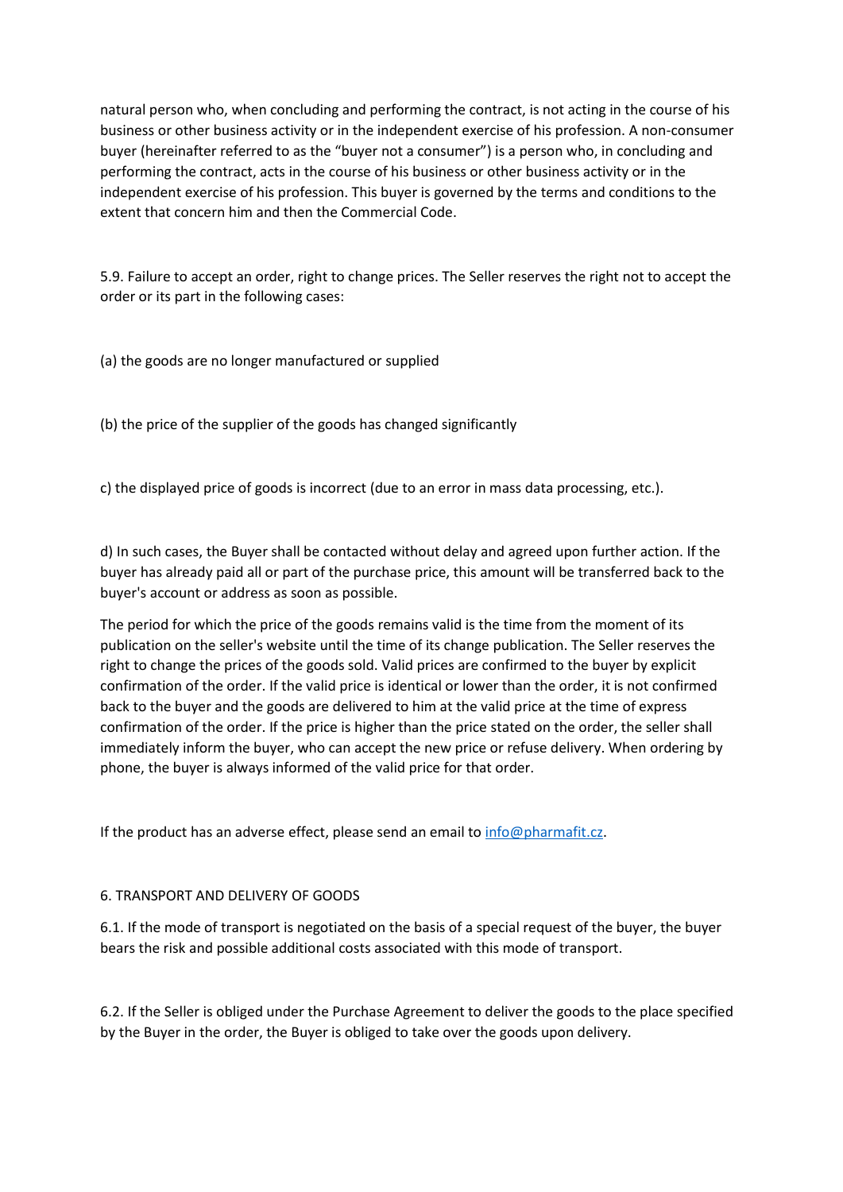natural person who, when concluding and performing the contract, is not acting in the course of his business or other business activity or in the independent exercise of his profession. A non-consumer buyer (hereinafter referred to as the "buyer not a consumer") is a person who, in concluding and performing the contract, acts in the course of his business or other business activity or in the independent exercise of his profession. This buyer is governed by the terms and conditions to the extent that concern him and then the Commercial Code.

5.9. Failure to accept an order, right to change prices. The Seller reserves the right not to accept the order or its part in the following cases:

(a) the goods are no longer manufactured or supplied

(b) the price of the supplier of the goods has changed significantly

c) the displayed price of goods is incorrect (due to an error in mass data processing, etc.).

d) In such cases, the Buyer shall be contacted without delay and agreed upon further action. If the buyer has already paid all or part of the purchase price, this amount will be transferred back to the buyer's account or address as soon as possible.

The period for which the price of the goods remains valid is the time from the moment of its publication on the seller's website until the time of its change publication. The Seller reserves the right to change the prices of the goods sold. Valid prices are confirmed to the buyer by explicit confirmation of the order. If the valid price is identical or lower than the order, it is not confirmed back to the buyer and the goods are delivered to him at the valid price at the time of express confirmation of the order. If the price is higher than the price stated on the order, the seller shall immediately inform the buyer, who can accept the new price or refuse delivery. When ordering by phone, the buyer is always informed of the valid price for that order.

If the product has an adverse effect, please send an email to [info@pharmafit.cz](mailto:info@pharmafit.cz).

## 6. TRANSPORT AND DELIVERY OF GOODS

6.1. If the mode of transport is negotiated on the basis of a special request of the buyer, the buyer bears the risk and possible additional costs associated with this mode of transport.

6.2. If the Seller is obliged under the Purchase Agreement to deliver the goods to the place specified by the Buyer in the order, the Buyer is obliged to take over the goods upon delivery.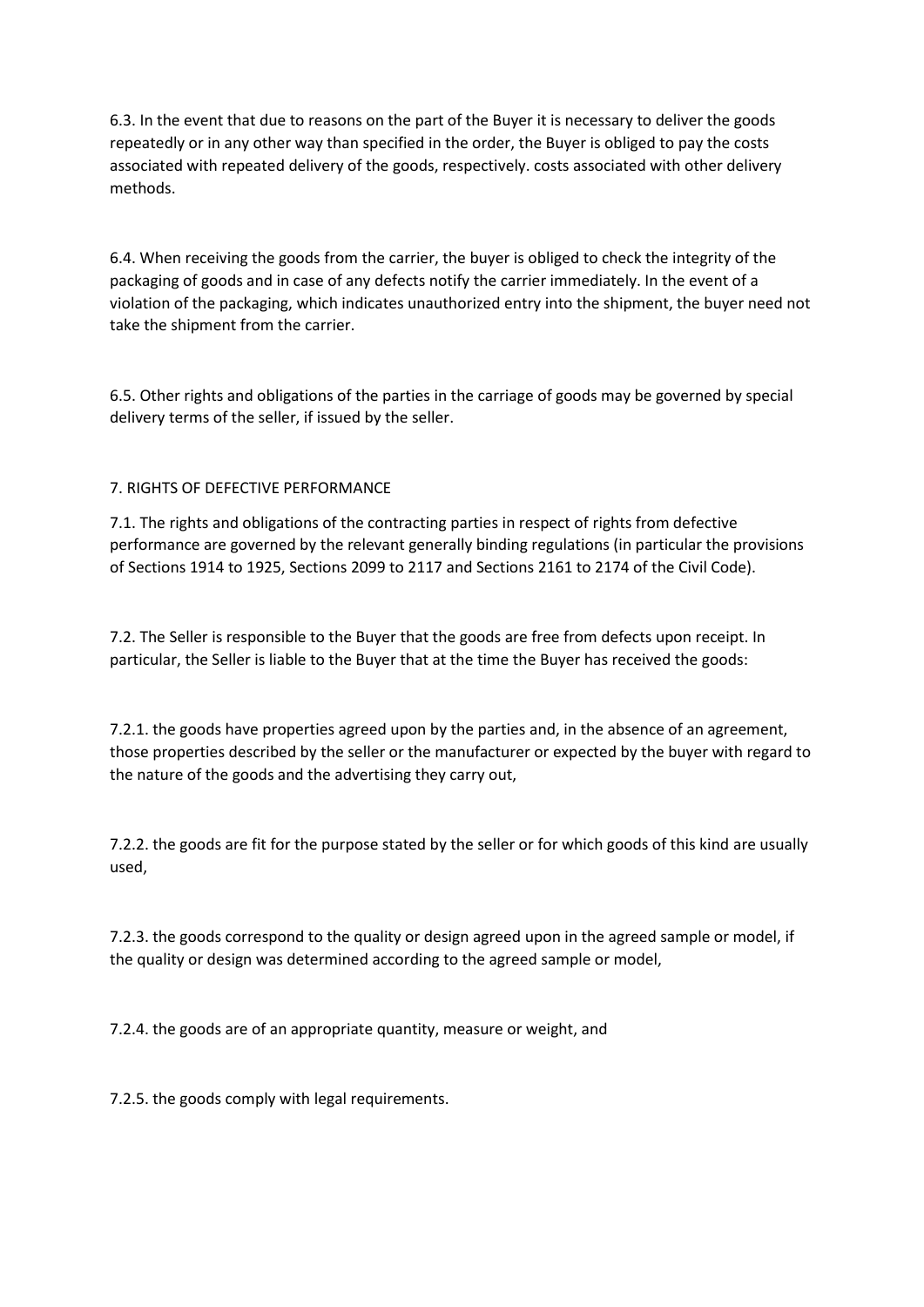6.3. In the event that due to reasons on the part of the Buyer it is necessary to deliver the goods repeatedly or in any other way than specified in the order, the Buyer is obliged to pay the costs associated with repeated delivery of the goods, respectively. costs associated with other delivery methods.

6.4. When receiving the goods from the carrier, the buyer is obliged to check the integrity of the packaging of goods and in case of any defects notify the carrier immediately. In the event of a violation of the packaging, which indicates unauthorized entry into the shipment, the buyer need not take the shipment from the carrier.

6.5. Other rights and obligations of the parties in the carriage of goods may be governed by special delivery terms of the seller, if issued by the seller.

## 7. RIGHTS OF DEFECTIVE PERFORMANCE

7.1. The rights and obligations of the contracting parties in respect of rights from defective performance are governed by the relevant generally binding regulations (in particular the provisions of Sections 1914 to 1925, Sections 2099 to 2117 and Sections 2161 to 2174 of the Civil Code).

7.2. The Seller is responsible to the Buyer that the goods are free from defects upon receipt. In particular, the Seller is liable to the Buyer that at the time the Buyer has received the goods:

7.2.1. the goods have properties agreed upon by the parties and, in the absence of an agreement, those properties described by the seller or the manufacturer or expected by the buyer with regard to the nature of the goods and the advertising they carry out,

7.2.2. the goods are fit for the purpose stated by the seller or for which goods of this kind are usually used,

7.2.3. the goods correspond to the quality or design agreed upon in the agreed sample or model, if the quality or design was determined according to the agreed sample or model,

7.2.4. the goods are of an appropriate quantity, measure or weight, and

7.2.5. the goods comply with legal requirements.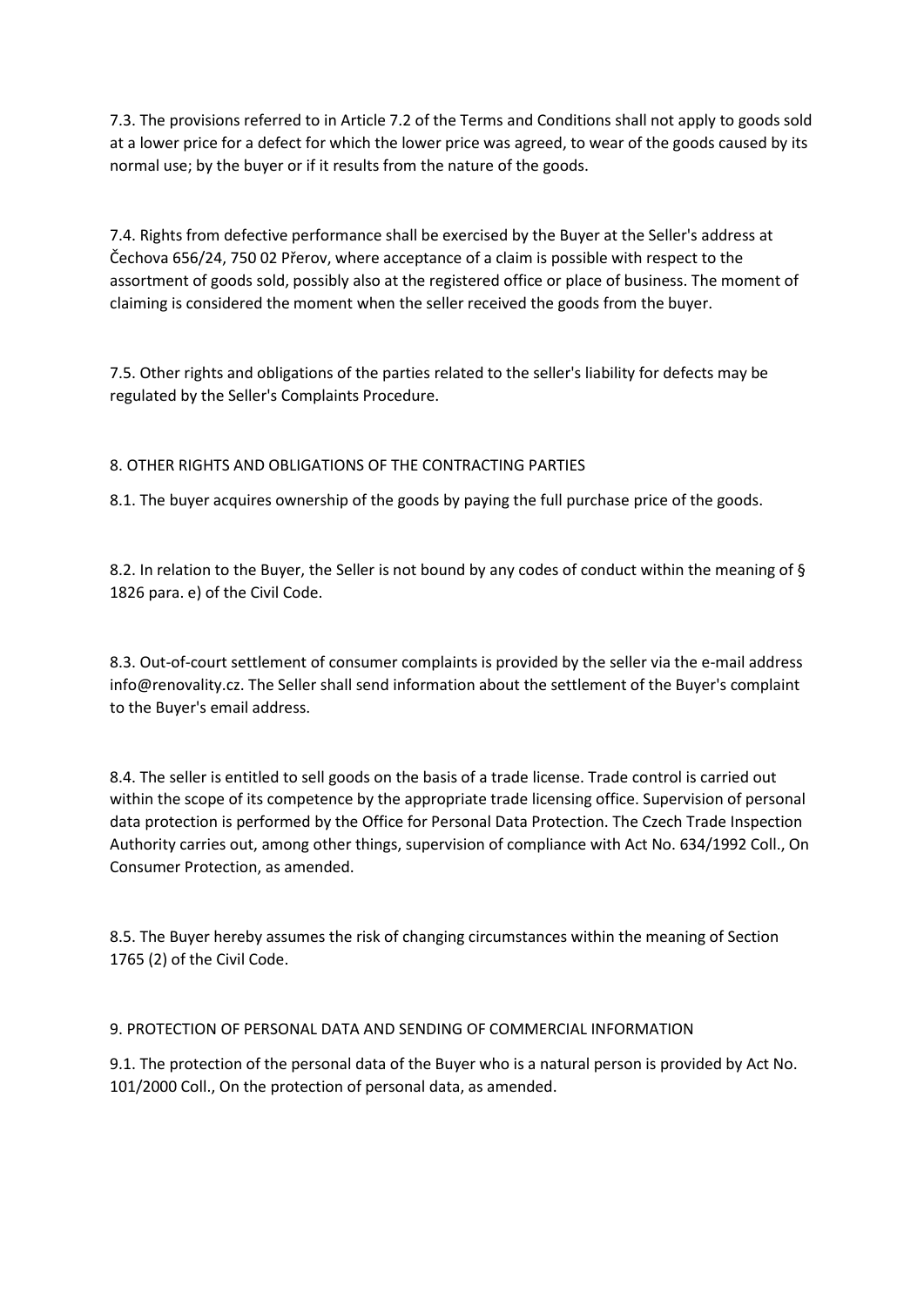7.3. The provisions referred to in Article 7.2 of the Terms and Conditions shall not apply to goods sold at a lower price for a defect for which the lower price was agreed, to wear of the goods caused by its normal use; by the buyer or if it results from the nature of the goods.

7.4. Rights from defective performance shall be exercised by the Buyer at the Seller's address at Čechova 656/24, 750 02 Přerov, where acceptance of a claim is possible with respect to the assortment of goods sold, possibly also at the registered office or place of business. The moment of claiming is considered the moment when the seller received the goods from the buyer.

7.5. Other rights and obligations of the parties related to the seller's liability for defects may be regulated by the Seller's Complaints Procedure.

## 8. OTHER RIGHTS AND OBLIGATIONS OF THE CONTRACTING PARTIES

8.1. The buyer acquires ownership of the goods by paying the full purchase price of the goods.

8.2. In relation to the Buyer, the Seller is not bound by any codes of conduct within the meaning of § 1826 para. e) of the Civil Code.

8.3. Out-of-court settlement of consumer complaints is provided by the seller via the e-mail address info@renovality.cz. The Seller shall send information about the settlement of the Buyer's complaint to the Buyer's email address.

8.4. The seller is entitled to sell goods on the basis of a trade license. Trade control is carried out within the scope of its competence by the appropriate trade licensing office. Supervision of personal data protection is performed by the Office for Personal Data Protection. The Czech Trade Inspection Authority carries out, among other things, supervision of compliance with Act No. 634/1992 Coll., On Consumer Protection, as amended.

8.5. The Buyer hereby assumes the risk of changing circumstances within the meaning of Section 1765 (2) of the Civil Code.

## 9. PROTECTION OF PERSONAL DATA AND SENDING OF COMMERCIAL INFORMATION

9.1. The protection of the personal data of the Buyer who is a natural person is provided by Act No. 101/2000 Coll., On the protection of personal data, as amended.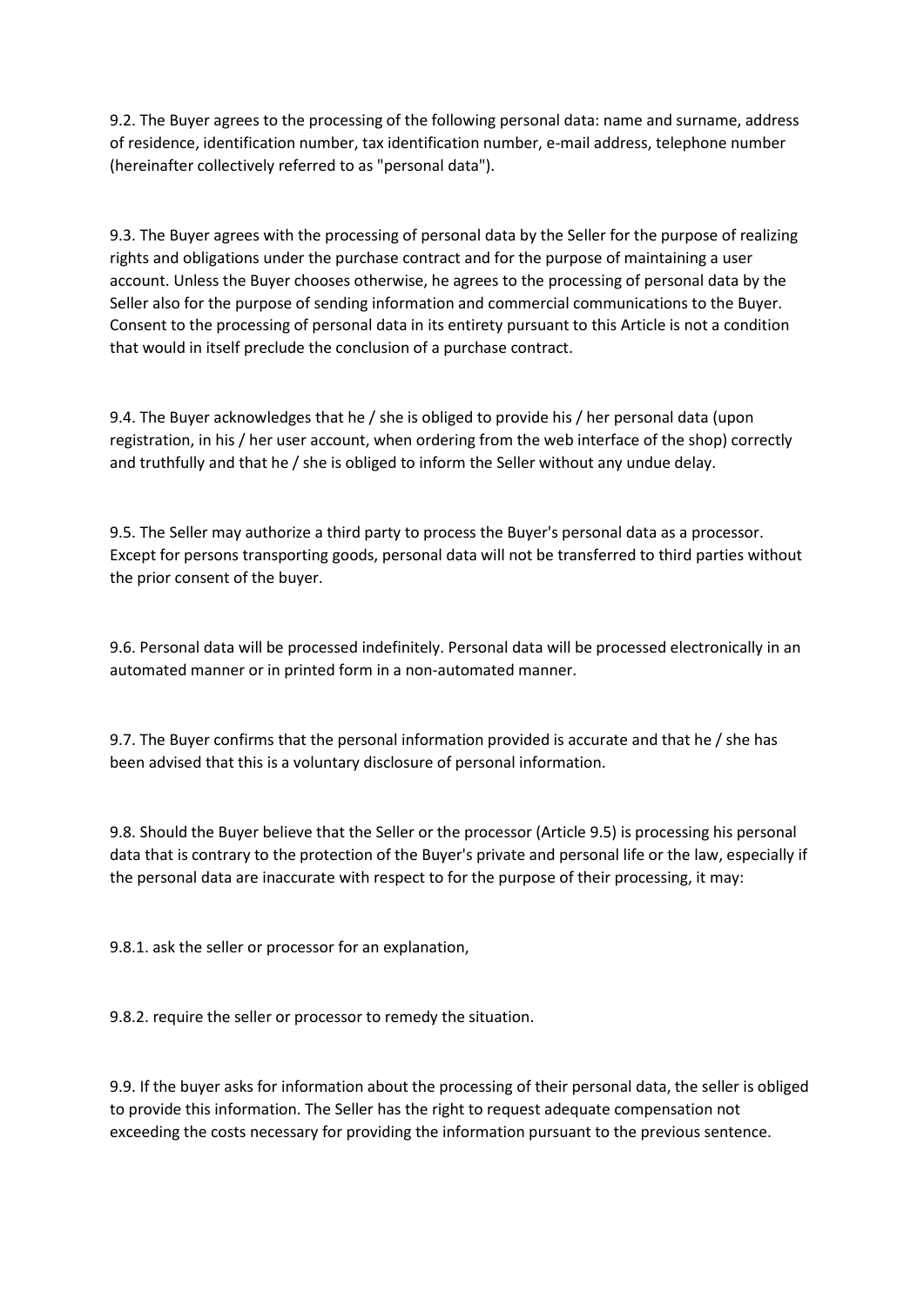9.2. The Buyer agrees to the processing of the following personal data: name and surname, address of residence, identification number, tax identification number, e-mail address, telephone number (hereinafter collectively referred to as "personal data").

9.3. The Buyer agrees with the processing of personal data by the Seller for the purpose of realizing rights and obligations under the purchase contract and for the purpose of maintaining a user account. Unless the Buyer chooses otherwise, he agrees to the processing of personal data by the Seller also for the purpose of sending information and commercial communications to the Buyer. Consent to the processing of personal data in its entirety pursuant to this Article is not a condition that would in itself preclude the conclusion of a purchase contract.

9.4. The Buyer acknowledges that he / she is obliged to provide his / her personal data (upon registration, in his / her user account, when ordering from the web interface of the shop) correctly and truthfully and that he / she is obliged to inform the Seller without any undue delay.

9.5. The Seller may authorize a third party to process the Buyer's personal data as a processor. Except for persons transporting goods, personal data will not be transferred to third parties without the prior consent of the buyer.

9.6. Personal data will be processed indefinitely. Personal data will be processed electronically in an automated manner or in printed form in a non-automated manner.

9.7. The Buyer confirms that the personal information provided is accurate and that he / she has been advised that this is a voluntary disclosure of personal information.

9.8. Should the Buyer believe that the Seller or the processor (Article 9.5) is processing his personal data that is contrary to the protection of the Buyer's private and personal life or the law, especially if the personal data are inaccurate with respect to for the purpose of their processing, it may:

9.8.1. ask the seller or processor for an explanation,

9.8.2. require the seller or processor to remedy the situation.

9.9. If the buyer asks for information about the processing of their personal data, the seller is obliged to provide this information. The Seller has the right to request adequate compensation not exceeding the costs necessary for providing the information pursuant to the previous sentence.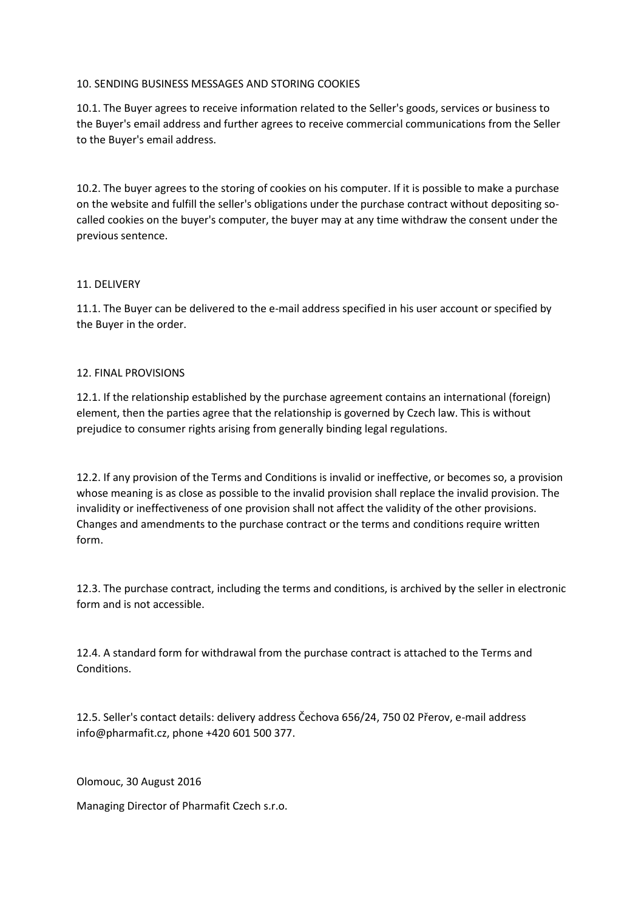## 10. SENDING BUSINESS MESSAGES AND STORING COOKIES

10.1. The Buyer agrees to receive information related to the Seller's goods, services or business to the Buyer's email address and further agrees to receive commercial communications from the Seller to the Buyer's email address.

10.2. The buyer agrees to the storing of cookies on his computer. If it is possible to make a purchase on the website and fulfill the seller's obligations under the purchase contract without depositing so-called cookies on the buyer's computer, the buyer may at any time withdraw the consent under the previous sentence.

## 11. DELIVERY

11.1. The Buyer can be delivered to the e-mail address specified in his user account or specified by the Buyer in the order.

## 12. FINAL PROVISIONS

12.1. If the relationship established by the purchase agreement contains an international (foreign) element, then the parties agree that the relationship is governed by Czech law. This is without prejudice to consumer rights arising from generally binding legal regulations.

12.2. If any provision of the Terms and Conditions is invalid or ineffective, or becomes so, a provision whose meaning is as close as possible to the invalid provision shall replace the invalid provision. The invalidity or ineffectiveness of one provision shall not affect the validity of the other provisions. Changes and amendments to the purchase contract or the terms and conditions require written form.

12.3. The purchase contract, including the terms and conditions, is archived by the seller in electronic form and is not accessible.

12.4. A standard form for withdrawal from the purchase contract is attached to the Terms and Conditions.

12.5. Seller's contact details: delivery address Čechova 656/24, 750 02 Přerov, e-mail address info@pharmafit.cz, phone +420 601 500 377.

Olomouc, 30 August 2016

Managing Director of Pharmafit Czech s.r.o.